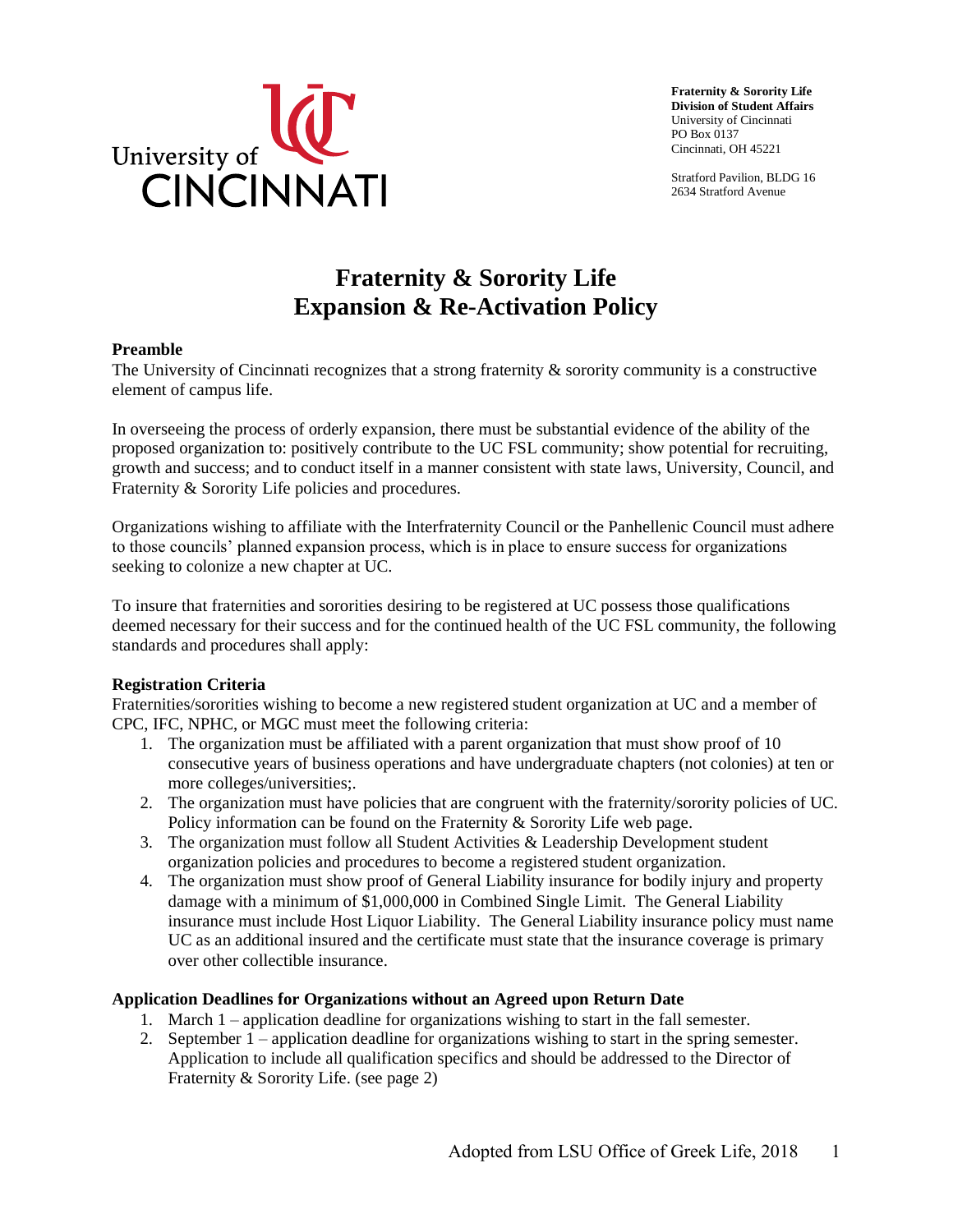University of CINCINNATI

**Fraternity & Sorority Life**
**Division of Student Affairs**
University of Cincinnati
PO Box 0137
Cincinnati, OH 45221

Stratford Pavilion, BLDG 16
2634 Stratford Avenue

# Fraternity & Sorority Life Expansion & Re-Activation Policy

### Preamble

The University of Cincinnati recognizes that a strong fraternity & sorority community is a constructive element of campus life.

In overseeing the process of orderly expansion, there must be substantial evidence of the ability of the proposed organization to: positively contribute to the UC FSL community; show potential for recruiting, growth and success; and to conduct itself in a manner consistent with state laws, University, Council, and Fraternity & Sorority Life policies and procedures.

Organizations wishing to affiliate with the Interfraternity Council or the Panhellenic Council must adhere to those councils' planned expansion process, which is in place to ensure success for organizations seeking to colonize a new chapter at UC.

To insure that fraternities and sororities desiring to be registered at UC possess those qualifications deemed necessary for their success and for the continued health of the UC FSL community, the following standards and procedures shall apply:

### Registration Criteria

Fraternities/sororities wishing to become a new registered student organization at UC and a member of CPC, IFC, NPHC, or MGC must meet the following criteria:

1. The organization must be affiliated with a parent organization that must show proof of 10 consecutive years of business operations and have undergraduate chapters (not colonies) at ten or more colleges/universities;.
2. The organization must have policies that are congruent with the fraternity/sorority policies of UC. Policy information can be found on the Fraternity & Sorority Life web page.
3. The organization must follow all Student Activities & Leadership Development student organization policies and procedures to become a registered student organization.
4. The organization must show proof of General Liability insurance for bodily injury and property damage with a minimum of $1,000,000 in Combined Single Limit. The General Liability insurance must include Host Liquor Liability. The General Liability insurance policy must name UC as an additional insured and the certificate must state that the insurance coverage is primary over other collectible insurance.

### Application Deadlines for Organizations without an Agreed upon Return Date

1. March 1 – application deadline for organizations wishing to start in the fall semester.
2. September 1 – application deadline for organizations wishing to start in the spring semester. Application to include all qualification specifics and should be addressed to the Director of Fraternity & Sorority Life. (see page 2)

Adopted from LSU Office of Greek Life, 2018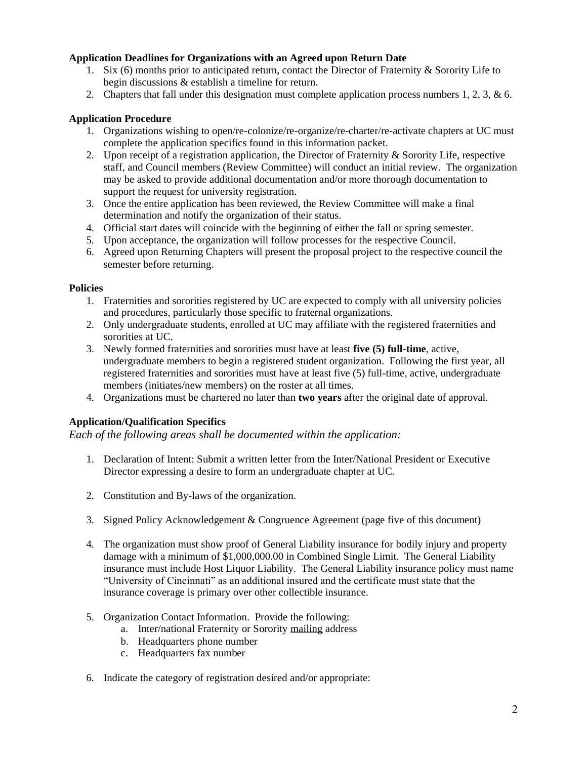**Application Deadlines for Organizations with an Agreed upon Return Date**

1. Six (6) months prior to anticipated return, contact the Director of Fraternity & Sorority Life to begin discussions & establish a timeline for return.
2. Chapters that fall under this designation must complete application process numbers 1, 2, 3, & 6.

**Application Procedure**

1. Organizations wishing to open/re-colonize/re-organize/re-charter/re-activate chapters at UC must complete the application specifics found in this information packet.
2. Upon receipt of a registration application, the Director of Fraternity & Sorority Life, respective staff, and Council members (Review Committee) will conduct an initial review. The organization may be asked to provide additional documentation and/or more thorough documentation to support the request for university registration.
3. Once the entire application has been reviewed, the Review Committee will make a final determination and notify the organization of their status.
4. Official start dates will coincide with the beginning of either the fall or spring semester.
5. Upon acceptance, the organization will follow processes for the respective Council.
6. Agreed upon Returning Chapters will present the proposal project to the respective council the semester before returning.

**Policies**

1. Fraternities and sororities registered by UC are expected to comply with all university policies and procedures, particularly those specific to fraternal organizations.
2. Only undergraduate students, enrolled at UC may affiliate with the registered fraternities and sororities at UC.
3. Newly formed fraternities and sororities must have at least **five (5) full-time**, active, undergraduate members to begin a registered student organization. Following the first year, all registered fraternities and sororities must have at least five (5) full-time, active, undergraduate members (initiates/new members) on the roster at all times.
4. Organizations must be chartered no later than **two years** after the original date of approval.

**Application/Qualification Specifics**

*Each of the following areas shall be documented within the application:*

1. Declaration of Intent: Submit a written letter from the Inter/National President or Executive Director expressing a desire to form an undergraduate chapter at UC.

2. Constitution and By-laws of the organization.

3. Signed Policy Acknowledgement & Congruence Agreement (page five of this document)

4. The organization must show proof of General Liability insurance for bodily injury and property damage with a minimum of $1,000,000.00 in Combined Single Limit. The General Liability insurance must include Host Liquor Liability. The General Liability insurance policy must name "University of Cincinnati" as an additional insured and the certificate must state that the insurance coverage is primary over other collectible insurance.

5. Organization Contact Information. Provide the following:
   a. Inter/national Fraternity or Sorority mailing address
   b. Headquarters phone number
   c. Headquarters fax number

6. Indicate the category of registration desired and/or appropriate: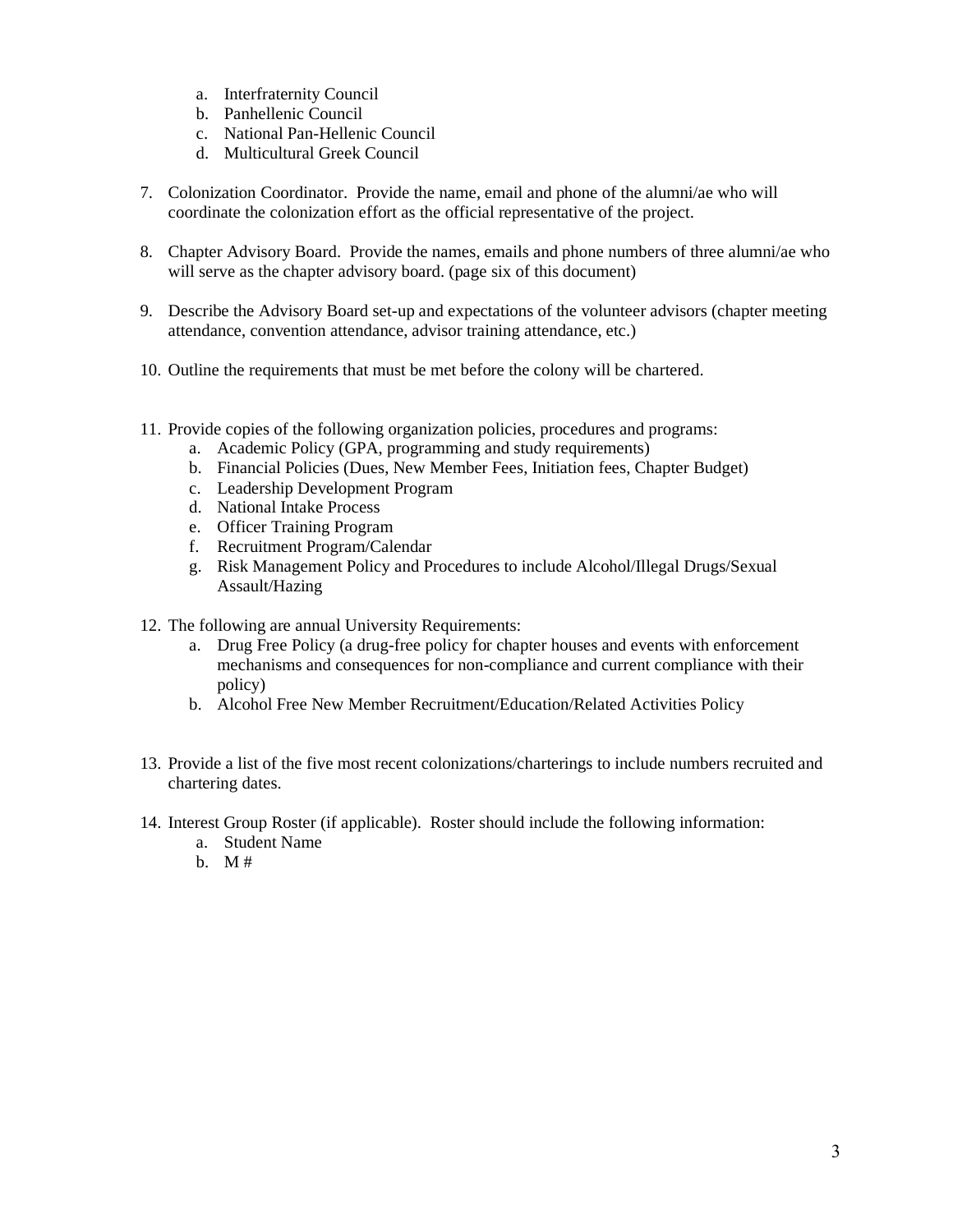a. Interfraternity Council
   b. Panhellenic Council
   c. National Pan-Hellenic Council
   d. Multicultural Greek Council

7. Colonization Coordinator. Provide the name, email and phone of the alumni/ae who will coordinate the colonization effort as the official representative of the project.

8. Chapter Advisory Board. Provide the names, emails and phone numbers of three alumni/ae who will serve as the chapter advisory board. (page six of this document)

9. Describe the Advisory Board set-up and expectations of the volunteer advisors (chapter meeting attendance, convention attendance, advisor training attendance, etc.)

10. Outline the requirements that must be met before the colony will be chartered.

11. Provide copies of the following organization policies, procedures and programs:
    a. Academic Policy (GPA, programming and study requirements)
    b. Financial Policies (Dues, New Member Fees, Initiation fees, Chapter Budget)
    c. Leadership Development Program
    d. National Intake Process
    e. Officer Training Program
    f. Recruitment Program/Calendar
    g. Risk Management Policy and Procedures to include Alcohol/Illegal Drugs/Sexual Assault/Hazing

12. The following are annual University Requirements:
    a. Drug Free Policy (a drug-free policy for chapter houses and events with enforcement mechanisms and consequences for non-compliance and current compliance with their policy)
    b. Alcohol Free New Member Recruitment/Education/Related Activities Policy

13. Provide a list of the five most recent colonizations/charterings to include numbers recruited and chartering dates.

14. Interest Group Roster (if applicable). Roster should include the following information:
    a. Student Name
    b. M #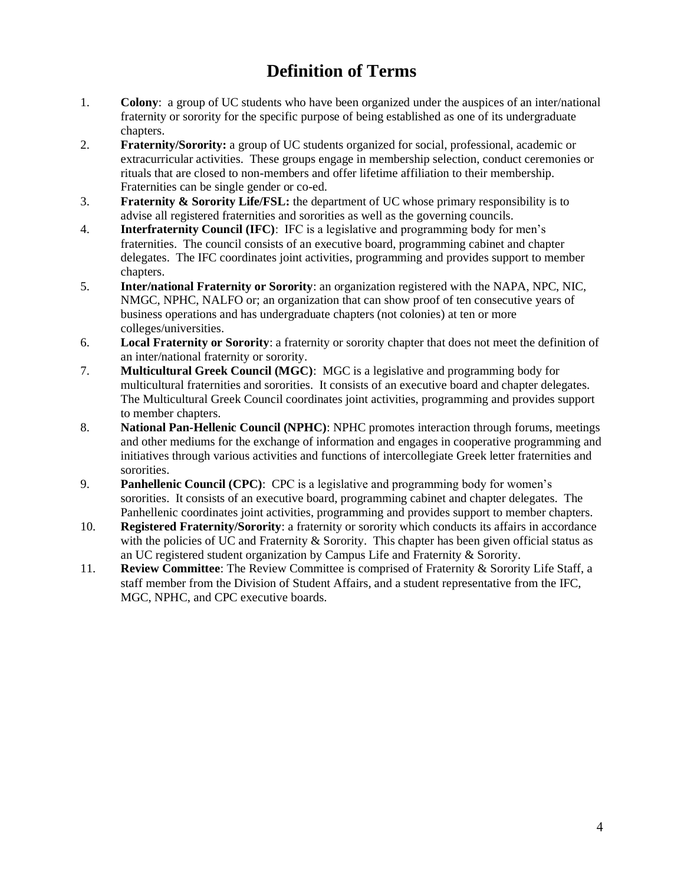# Definition of Terms

1. **Colony**: a group of UC students who have been organized under the auspices of an inter/national fraternity or sorority for the specific purpose of being established as one of its undergraduate chapters.
2. **Fraternity/Sorority:** a group of UC students organized for social, professional, academic or extracurricular activities. These groups engage in membership selection, conduct ceremonies or rituals that are closed to non-members and offer lifetime affiliation to their membership. Fraternities can be single gender or co-ed.
3. **Fraternity & Sorority Life/FSL:** the department of UC whose primary responsibility is to advise all registered fraternities and sororities as well as the governing councils.
4. **Interfraternity Council (IFC)**: IFC is a legislative and programming body for men's fraternities. The council consists of an executive board, programming cabinet and chapter delegates. The IFC coordinates joint activities, programming and provides support to member chapters.
5. **Inter/national Fraternity or Sorority**: an organization registered with the NAPA, NPC, NIC, NMGC, NPHC, NALFO or; an organization that can show proof of ten consecutive years of business operations and has undergraduate chapters (not colonies) at ten or more colleges/universities.
6. **Local Fraternity or Sorority**: a fraternity or sorority chapter that does not meet the definition of an inter/national fraternity or sorority.
7. **Multicultural Greek Council (MGC)**: MGC is a legislative and programming body for multicultural fraternities and sororities. It consists of an executive board and chapter delegates. The Multicultural Greek Council coordinates joint activities, programming and provides support to member chapters.
8. **National Pan-Hellenic Council (NPHC)**: NPHC promotes interaction through forums, meetings and other mediums for the exchange of information and engages in cooperative programming and initiatives through various activities and functions of intercollegiate Greek letter fraternities and sororities.
9. **Panhellenic Council (CPC)**: CPC is a legislative and programming body for women's sororities. It consists of an executive board, programming cabinet and chapter delegates. The Panhellenic coordinates joint activities, programming and provides support to member chapters.
10. **Registered Fraternity/Sorority**: a fraternity or sorority which conducts its affairs in accordance with the policies of UC and Fraternity & Sorority. This chapter has been given official status as an UC registered student organization by Campus Life and Fraternity & Sorority.
11. **Review Committee**: The Review Committee is comprised of Fraternity & Sorority Life Staff, a staff member from the Division of Student Affairs, and a student representative from the IFC, MGC, NPHC, and CPC executive boards.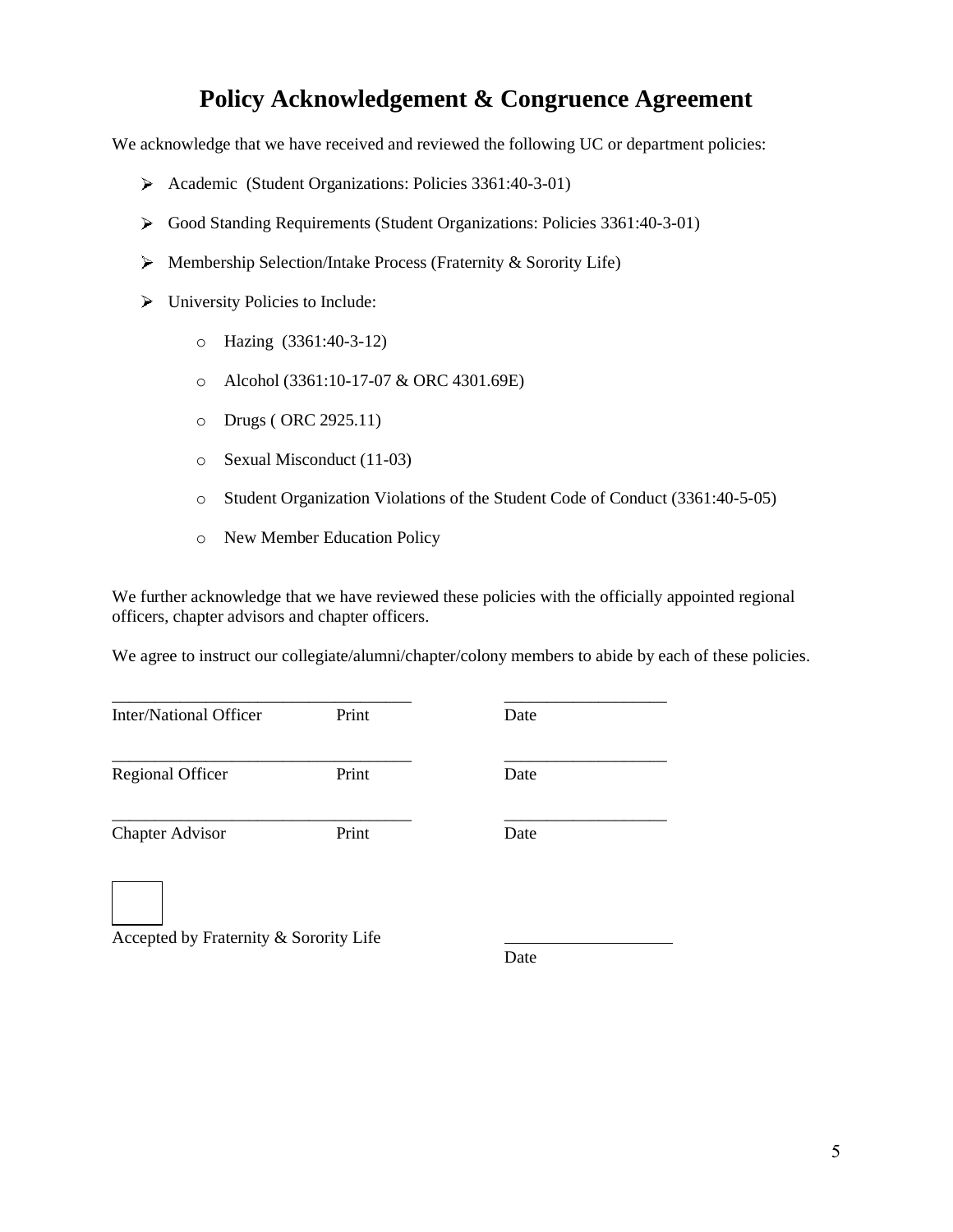# Policy Acknowledgement & Congruence Agreement

We acknowledge that we have received and reviewed the following UC or department policies:

- Academic (Student Organizations: Policies 3361:40-3-01)
- Good Standing Requirements (Student Organizations: Policies 3361:40-3-01)
- Membership Selection/Intake Process (Fraternity & Sorority Life)
- University Policies to Include:
  - Hazing (3361:40-3-12)
  - Alcohol (3361:10-17-07 & ORC 4301.69E)
  - Drugs ( ORC 2925.11)
  - Sexual Misconduct (11-03)
  - Student Organization Violations of the Student Code of Conduct (3361:40-5-05)
  - New Member Education Policy

We further acknowledge that we have reviewed these policies with the officially appointed regional officers, chapter advisors and chapter officers.

We agree to instruct our collegiate/alumni/chapter/colony members to abide by each of these policies.

___________________________________ ___________________

Inter/National Officer Print Date

___________________________________ ___________________

Regional Officer Print Date

___________________________________ ___________________

Chapter Advisor Print Date

☐

Accepted by Fraternity & Sorority Life ___________________

Date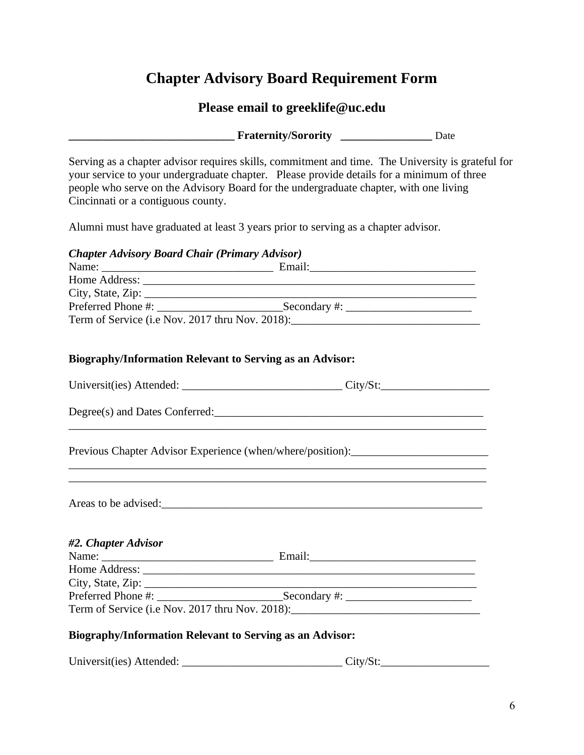# Chapter Advisory Board Requirement Form

## Please email to greeklife@uc.edu

**____________________________ Fraternity/Sorority ________________** Date

Serving as a chapter advisor requires skills, commitment and time. The University is grateful for your service to your undergraduate chapter. Please provide details for a minimum of three people who serve on the Advisory Board for the undergraduate chapter, with one living Cincinnati or a contiguous county.

Alumni must have graduated at least 3 years prior to serving as a chapter advisor.

***Chapter Advisory Board Chair (Primary Advisor)***

Name: ______________________________ Email:_____________________________

Home Address: ______________________________________________________________

City, State, Zip: _____________________________________________________________

Preferred Phone #: ______________________Secondary #: ______________________

Term of Service (i.e Nov. 2017 thru Nov. 2018):_________________________________

**Biography/Information Relevant to Serving as an Advisor:**

Universit(ies) Attended: ___________________________ City/St:___________________

Degree(s) and Dates Conferred:_________________________________________________
_____________________________________________________________________________

Previous Chapter Advisor Experience (when/where/position):________________________
_____________________________________________________________________________
_____________________________________________________________________________

Areas to be advised:__________________________________________________________

***#2. Chapter Advisor***

Name: ______________________________ Email:_____________________________

Home Address: ______________________________________________________________

City, State, Zip: _____________________________________________________________

Preferred Phone #: ______________________Secondary #: ______________________

Term of Service (i.e Nov. 2017 thru Nov. 2018):_________________________________

**Biography/Information Relevant to Serving as an Advisor:**

Universit(ies) Attended: ___________________________ City/St:___________________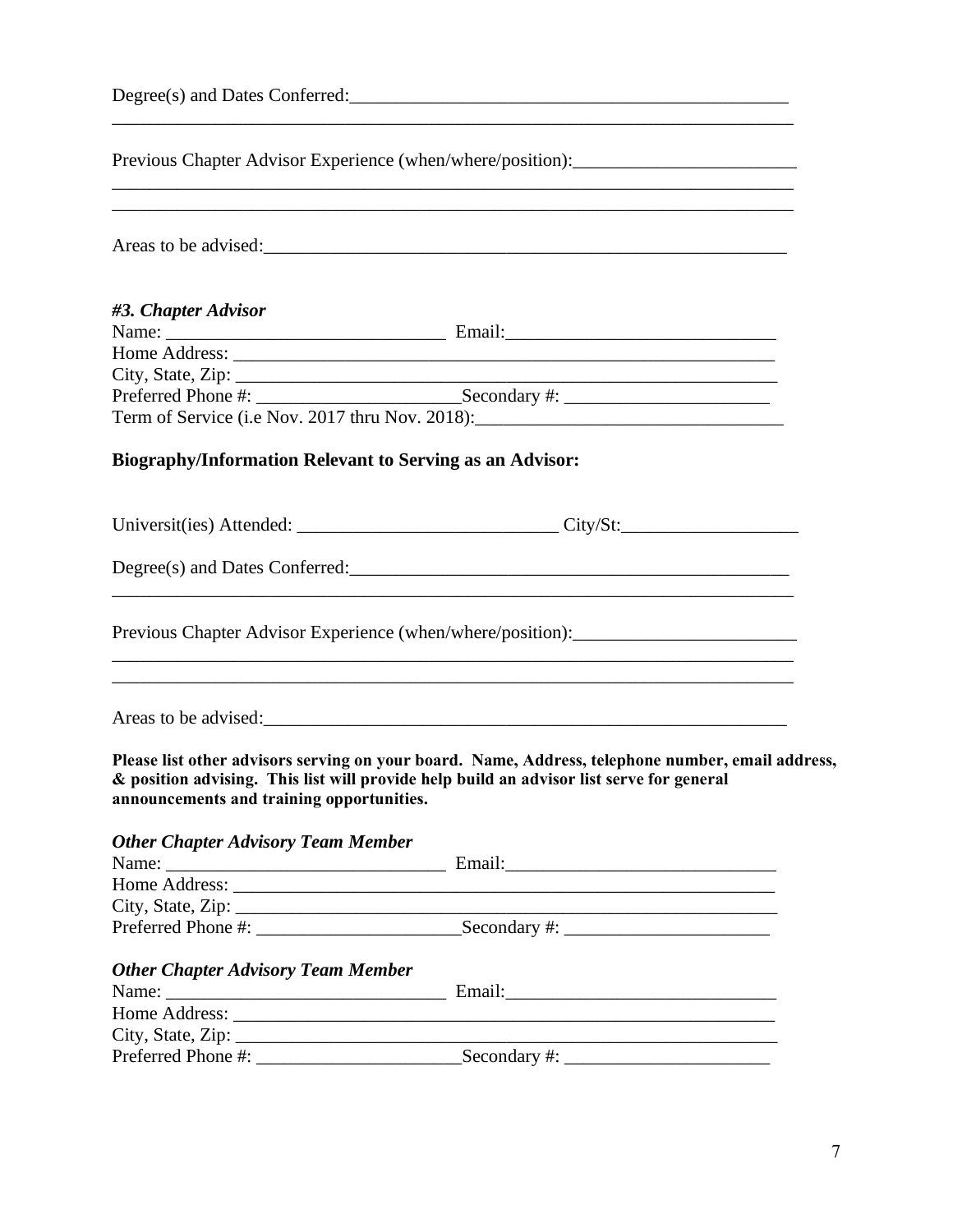Degree(s) and Dates Conferred:_______________________________________________
___________________________________________________________________________

Previous Chapter Advisor Experience (when/where/position):_______________________
___________________________________________________________________________
___________________________________________________________________________

Areas to be advised:_________________________________________________________

### *#3. Chapter Advisor*

Name: _____________________________ Email:____________________________
Home Address: ______________________________________________________
City, State, Zip: _____________________________________________________
Preferred Phone #: _____________________Secondary #: _____________________
Term of Service (i.e Nov. 2017 thru Nov. 2018):________________________________

**Biography/Information Relevant to Serving as an Advisor:**

Universit(ies) Attended: ___________________________ City/St:__________________

Degree(s) and Dates Conferred:_______________________________________________
___________________________________________________________________________

Previous Chapter Advisor Experience (when/where/position):_______________________
___________________________________________________________________________
___________________________________________________________________________

Areas to be advised:_________________________________________________________

**Please list other advisors serving on your board. Name, Address, telephone number, email address, & position advising. This list will provide help build an advisor list serve for general announcements and training opportunities.**

### *Other Chapter Advisory Team Member*

Name: _____________________________ Email:____________________________
Home Address: ______________________________________________________
City, State, Zip: _____________________________________________________
Preferred Phone #: _____________________Secondary #: _____________________

### *Other Chapter Advisory Team Member*

Name: _____________________________ Email:____________________________
Home Address: ______________________________________________________
City, State, Zip: _____________________________________________________
Preferred Phone #: _____________________Secondary #: _____________________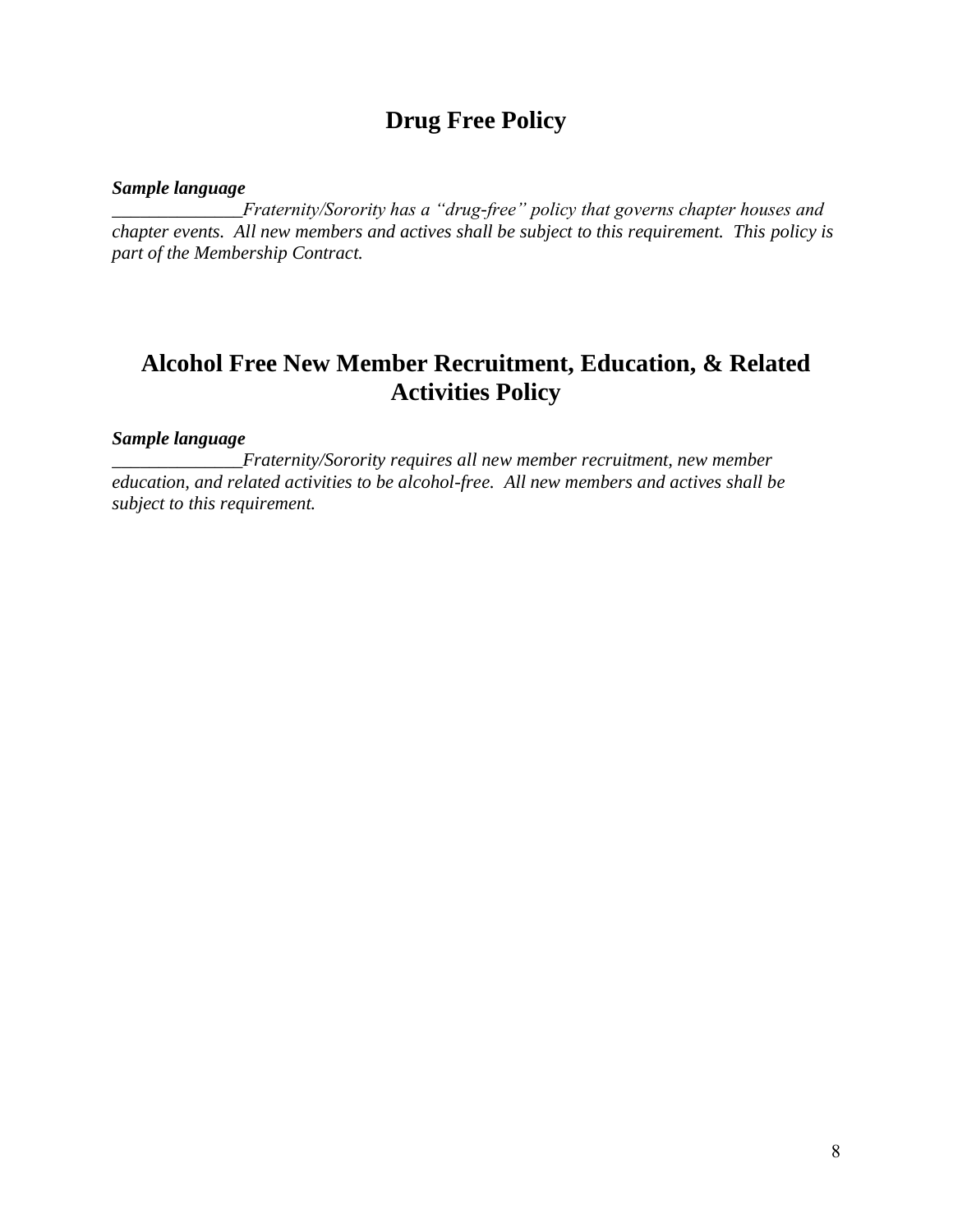# Drug Free Policy

***Sample language***
*______________Fraternity/Sorority has a "drug-free" policy that governs chapter houses and chapter events. All new members and actives shall be subject to this requirement. This policy is part of the Membership Contract.*

# Alcohol Free New Member Recruitment, Education, & Related Activities Policy

***Sample language***
*______________Fraternity/Sorority requires all new member recruitment, new member education, and related activities to be alcohol-free. All new members and actives shall be subject to this requirement.*